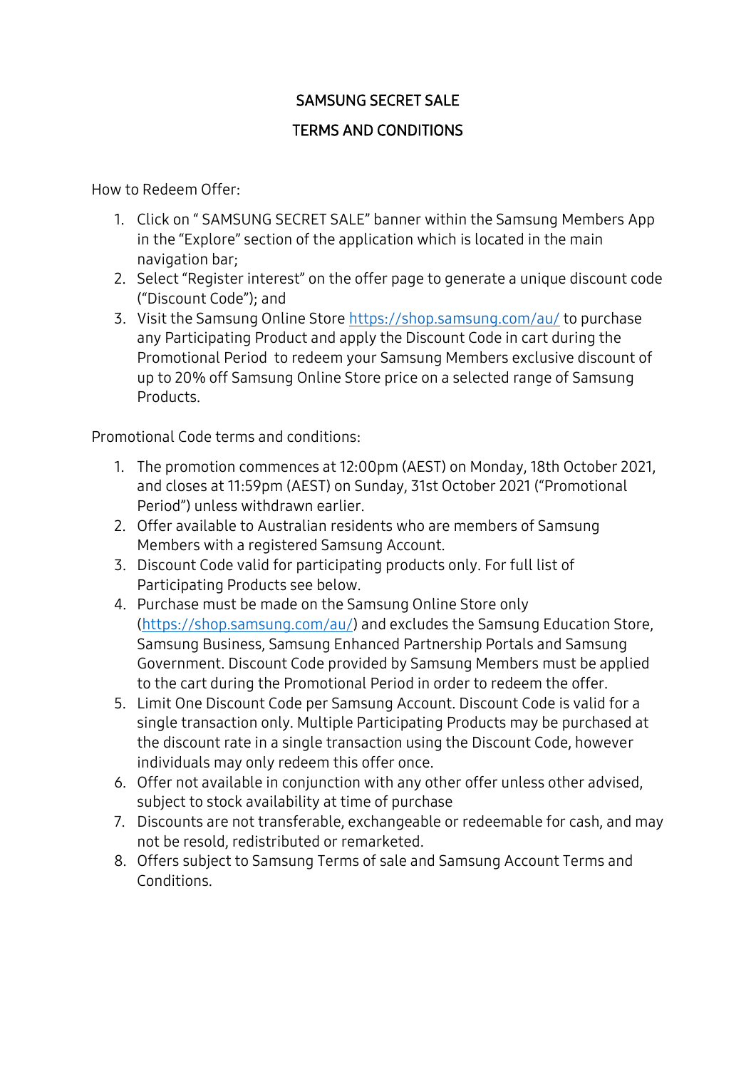# SAMSUNG SECRET SALE

## TERMS AND CONDITIONS

How to Redeem Offer:

1. Click on " SAMSUNG SECRET SALE" banner within the Samsung Members App in the "Explore" section of the application which is located in the main navigation bar;
2. Select "Register interest" on the offer page to generate a unique discount code ("Discount Code"); and
3. Visit the Samsung Online Store https://shop.samsung.com/au/ to purchase any Participating Product and apply the Discount Code in cart during the Promotional Period to redeem your Samsung Members exclusive discount of up to 20% off Samsung Online Store price on a selected range of Samsung Products.

Promotional Code terms and conditions:

1. The promotion commences at 12:00pm (AEST) on Monday, 18th October 2021, and closes at 11:59pm (AEST) on Sunday, 31st October 2021 ("Promotional Period") unless withdrawn earlier.
2. Offer available to Australian residents who are members of Samsung Members with a registered Samsung Account.
3. Discount Code valid for participating products only. For full list of Participating Products see below.
4. Purchase must be made on the Samsung Online Store only (https://shop.samsung.com/au/) and excludes the Samsung Education Store, Samsung Business, Samsung Enhanced Partnership Portals and Samsung Government. Discount Code provided by Samsung Members must be applied to the cart during the Promotional Period in order to redeem the offer.
5. Limit One Discount Code per Samsung Account. Discount Code is valid for a single transaction only. Multiple Participating Products may be purchased at the discount rate in a single transaction using the Discount Code, however individuals may only redeem this offer once.
6. Offer not available in conjunction with any other offer unless other advised, subject to stock availability at time of purchase
7. Discounts are not transferable, exchangeable or redeemable for cash, and may not be resold, redistributed or remarketed.
8. Offers subject to Samsung Terms of sale and Samsung Account Terms and Conditions.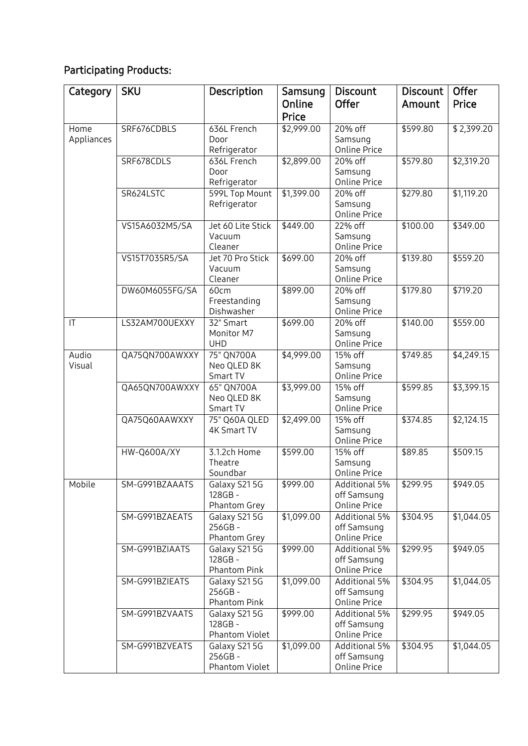## Participating Products:

| Category | SKU | Description | Samsung Online Price | Discount Offer | Discount Amount | Offer Price |
|---|---|---|---|---|---|---|
| Home Appliances | SRF676CDBLS | 636L French Door Refrigerator | $2,999.00 | 20% off Samsung Online Price | $599.80 | $ 2,399.20 |
| | SRF678CDLS | 636L French Door Refrigerator | $2,899.00 | 20% off Samsung Online Price | $579.80 | $2,319.20 |
| | SR624LSTC | 599L Top Mount Refrigerator | $1,399.00 | 20% off Samsung Online Price | $279.80 | $1,119.20 |
| | VS15A6032M5/SA | Jet 60 Lite Stick Vacuum Cleaner | $449.00 | 22% off Samsung Online Price | $100.00 | $349.00 |
| | VS15T7035R5/SA | Jet 70 Pro Stick Vacuum Cleaner | $699.00 | 20% off Samsung Online Price | $139.80 | $559.20 |
| | DW60M6055FG/SA | 60cm Freestanding Dishwasher | $899.00 | 20% off Samsung Online Price | $179.80 | $719.20 |
| IT | LS32AM700UEXXY | 32" Smart Monitor M7 UHD | $699.00 | 20% off Samsung Online Price | $140.00 | $559.00 |
| Audio Visual | QA75QN700AWXXY | 75" QN700A Neo QLED 8K Smart TV | $4,999.00 | 15% off Samsung Online Price | $749.85 | $4,249.15 |
| | QA65QN700AWXXY | 65" QN700A Neo QLED 8K Smart TV | $3,999.00 | 15% off Samsung Online Price | $599.85 | $3,399.15 |
| | QA75Q60AAWXXY | 75" Q60A QLED 4K Smart TV | $2,499.00 | 15% off Samsung Online Price | $374.85 | $2,124.15 |
| | HW-Q600A/XY | 3.1.2ch Home Theatre Soundbar | $599.00 | 15% off Samsung Online Price | $89.85 | $509.15 |
| Mobile | SM-G991BZAAATS | Galaxy S21 5G 128GB - Phantom Grey | $999.00 | Additional 5% off Samsung Online Price | $299.95 | $949.05 |
| | SM-G991BZAEATS | Galaxy S21 5G 256GB - Phantom Grey | $1,099.00 | Additional 5% off Samsung Online Price | $304.95 | $1,044.05 |
| | SM-G991BZIAATS | Galaxy S21 5G 128GB - Phantom Pink | $999.00 | Additional 5% off Samsung Online Price | $299.95 | $949.05 |
| | SM-G991BZIEATS | Galaxy S21 5G 256GB - Phantom Pink | $1,099.00 | Additional 5% off Samsung Online Price | $304.95 | $1,044.05 |
| | SM-G991BZVAATS | Galaxy S21 5G 128GB - Phantom Violet | $999.00 | Additional 5% off Samsung Online Price | $299.95 | $949.05 |
| | SM-G991BZVEATS | Galaxy S21 5G 256GB - Phantom Violet | $1,099.00 | Additional 5% off Samsung Online Price | $304.95 | $1,044.05 |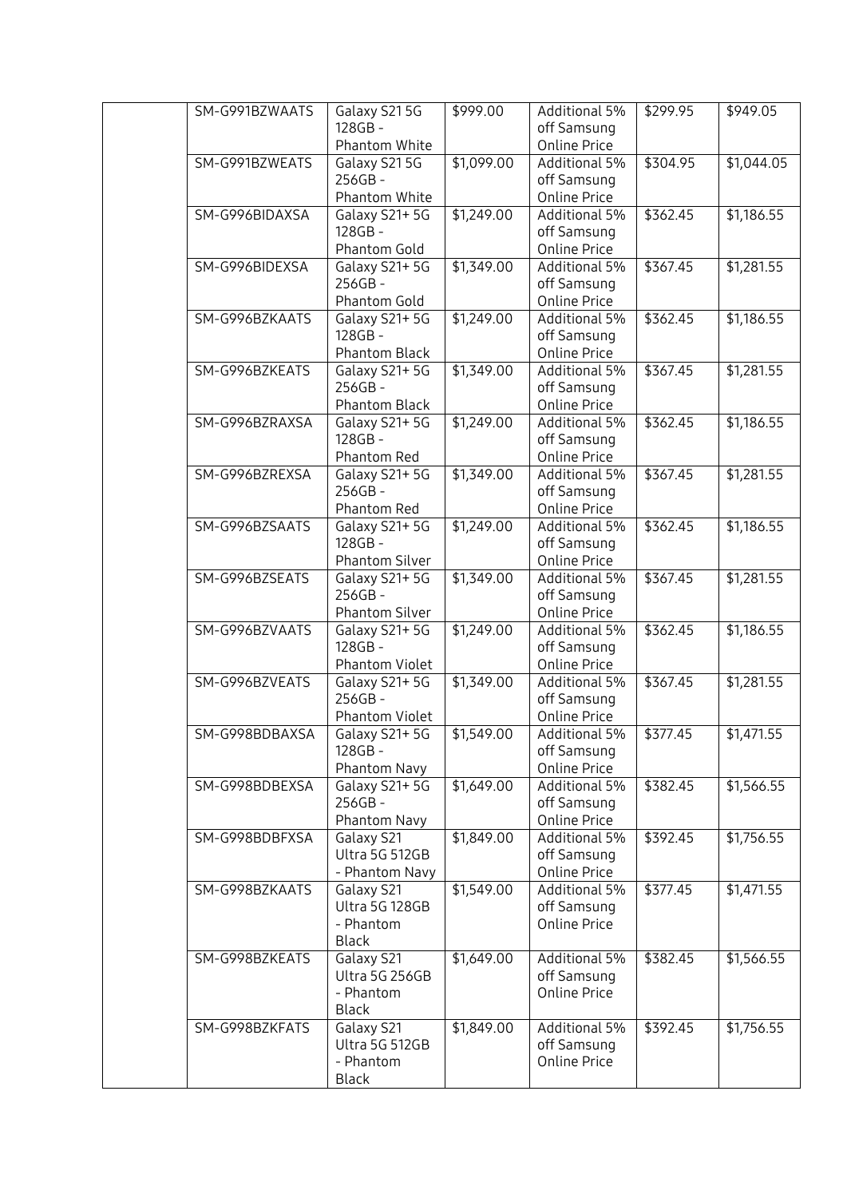| | | | | | | |
|---|---|---|---|---|---|---|
| | SM-G991BZWAATS | Galaxy S21 5G 128GB - Phantom White | $999.00 | Additional 5% off Samsung Online Price | $299.95 | $949.05 |
| | SM-G991BZWEATS | Galaxy S21 5G 256GB - Phantom White | $1,099.00 | Additional 5% off Samsung Online Price | $304.95 | $1,044.05 |
| | SM-G996BIDAXSA | Galaxy S21+ 5G 128GB - Phantom Gold | $1,249.00 | Additional 5% off Samsung Online Price | $362.45 | $1,186.55 |
| | SM-G996BIDEXSA | Galaxy S21+ 5G 256GB - Phantom Gold | $1,349.00 | Additional 5% off Samsung Online Price | $367.45 | $1,281.55 |
| | SM-G996BZKAATS | Galaxy S21+ 5G 128GB - Phantom Black | $1,249.00 | Additional 5% off Samsung Online Price | $362.45 | $1,186.55 |
| | SM-G996BZKEATS | Galaxy S21+ 5G 256GB - Phantom Black | $1,349.00 | Additional 5% off Samsung Online Price | $367.45 | $1,281.55 |
| | SM-G996BZRAXSA | Galaxy S21+ 5G 128GB - Phantom Red | $1,249.00 | Additional 5% off Samsung Online Price | $362.45 | $1,186.55 |
| | SM-G996BZREXSA | Galaxy S21+ 5G 256GB - Phantom Red | $1,349.00 | Additional 5% off Samsung Online Price | $367.45 | $1,281.55 |
| | SM-G996BZSAATS | Galaxy S21+ 5G 128GB - Phantom Silver | $1,249.00 | Additional 5% off Samsung Online Price | $362.45 | $1,186.55 |
| | SM-G996BZSEATS | Galaxy S21+ 5G 256GB - Phantom Silver | $1,349.00 | Additional 5% off Samsung Online Price | $367.45 | $1,281.55 |
| | SM-G996BZVAATS | Galaxy S21+ 5G 128GB - Phantom Violet | $1,249.00 | Additional 5% off Samsung Online Price | $362.45 | $1,186.55 |
| | SM-G996BZVEATS | Galaxy S21+ 5G 256GB - Phantom Violet | $1,349.00 | Additional 5% off Samsung Online Price | $367.45 | $1,281.55 |
| | SM-G998BDBAXSA | Galaxy S21+ 5G 128GB - Phantom Navy | $1,549.00 | Additional 5% off Samsung Online Price | $377.45 | $1,471.55 |
| | SM-G998BDBEXSA | Galaxy S21+ 5G 256GB - Phantom Navy | $1,649.00 | Additional 5% off Samsung Online Price | $382.45 | $1,566.55 |
| | SM-G998BDBFXSA | Galaxy S21 Ultra 5G 512GB - Phantom Navy | $1,849.00 | Additional 5% off Samsung Online Price | $392.45 | $1,756.55 |
| | SM-G998BZKAATS | Galaxy S21 Ultra 5G 128GB - Phantom Black | $1,549.00 | Additional 5% off Samsung Online Price | $377.45 | $1,471.55 |
| | SM-G998BZKEATS | Galaxy S21 Ultra 5G 256GB - Phantom Black | $1,649.00 | Additional 5% off Samsung Online Price | $382.45 | $1,566.55 |
| | SM-G998BZKFATS | Galaxy S21 Ultra 5G 512GB - Phantom Black | $1,849.00 | Additional 5% off Samsung Online Price | $392.45 | $1,756.55 |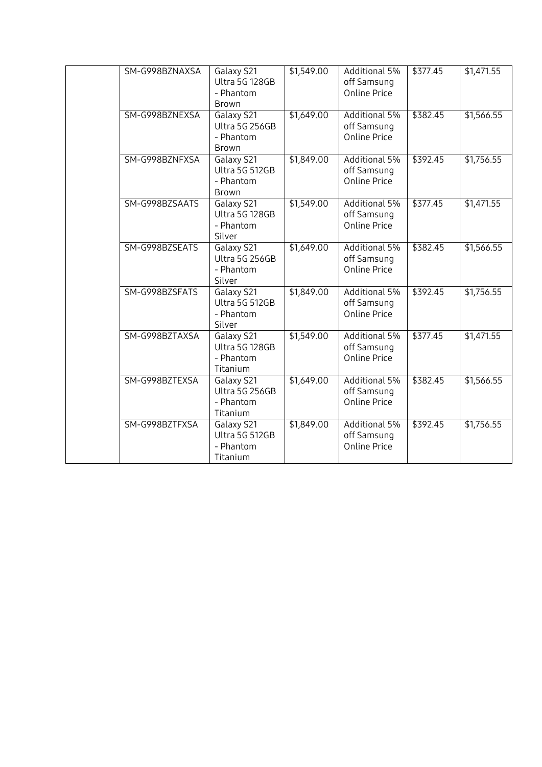| | | | | | | |
|---|---|---|---|---|---|---|
| | SM-G998BZNAXSA | Galaxy S21 Ultra 5G 128GB - Phantom Brown | $1,549.00 | Additional 5% off Samsung Online Price | $377.45 | $1,471.55 |
| | SM-G998BZNEXSA | Galaxy S21 Ultra 5G 256GB - Phantom Brown | $1,649.00 | Additional 5% off Samsung Online Price | $382.45 | $1,566.55 |
| | SM-G998BZNFXSA | Galaxy S21 Ultra 5G 512GB - Phantom Brown | $1,849.00 | Additional 5% off Samsung Online Price | $392.45 | $1,756.55 |
| | SM-G998BZSAATS | Galaxy S21 Ultra 5G 128GB - Phantom Silver | $1,549.00 | Additional 5% off Samsung Online Price | $377.45 | $1,471.55 |
| | SM-G998BZSEATS | Galaxy S21 Ultra 5G 256GB - Phantom Silver | $1,649.00 | Additional 5% off Samsung Online Price | $382.45 | $1,566.55 |
| | SM-G998BZSFATS | Galaxy S21 Ultra 5G 512GB - Phantom Silver | $1,849.00 | Additional 5% off Samsung Online Price | $392.45 | $1,756.55 |
| | SM-G998BZTAXSA | Galaxy S21 Ultra 5G 128GB - Phantom Titanium | $1,549.00 | Additional 5% off Samsung Online Price | $377.45 | $1,471.55 |
| | SM-G998BZTEXSA | Galaxy S21 Ultra 5G 256GB - Phantom Titanium | $1,649.00 | Additional 5% off Samsung Online Price | $382.45 | $1,566.55 |
| | SM-G998BZTFXSA | Galaxy S21 Ultra 5G 512GB - Phantom Titanium | $1,849.00 | Additional 5% off Samsung Online Price | $392.45 | $1,756.55 |